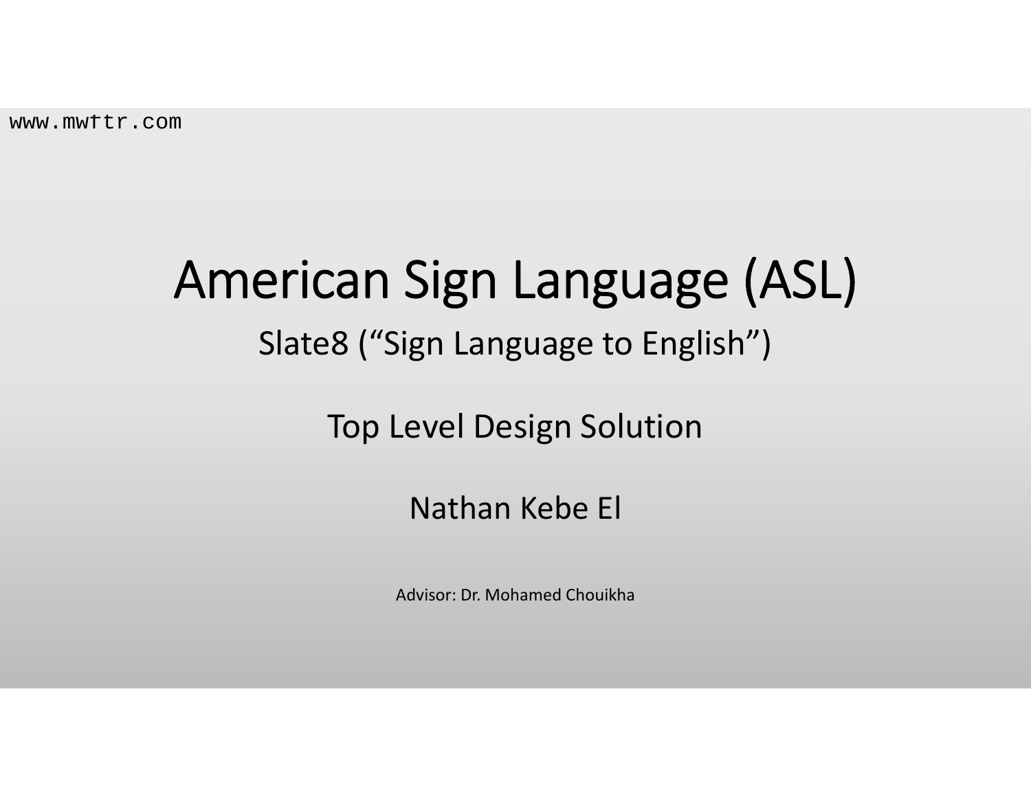www.mwftr.com

# American Sign Language (ASL)

## Slate8 (“Sign Language to English”)

## Top Level Design Solution

## Nathan Kebe El

Advisor: Dr. Mohamed Chouikha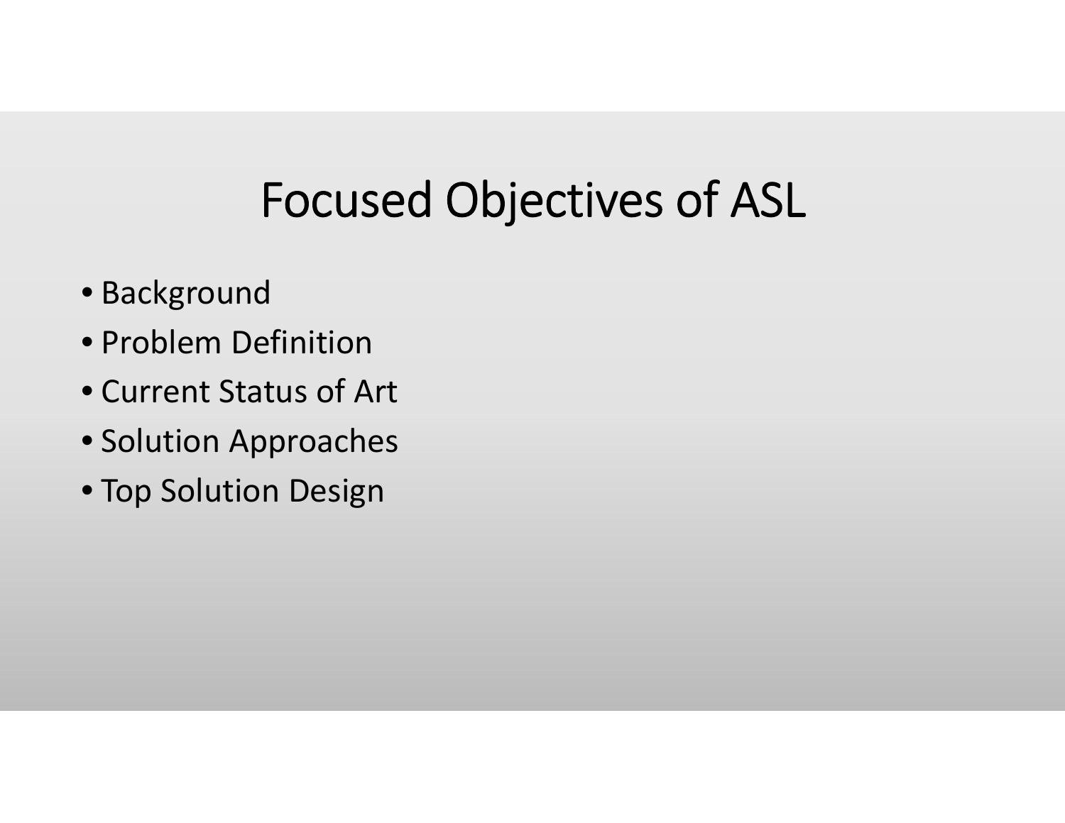# Focused Objectives of ASL

- Background
- Problem Definition
- Current Status of Art
- Solution Approaches
- Top Solution Design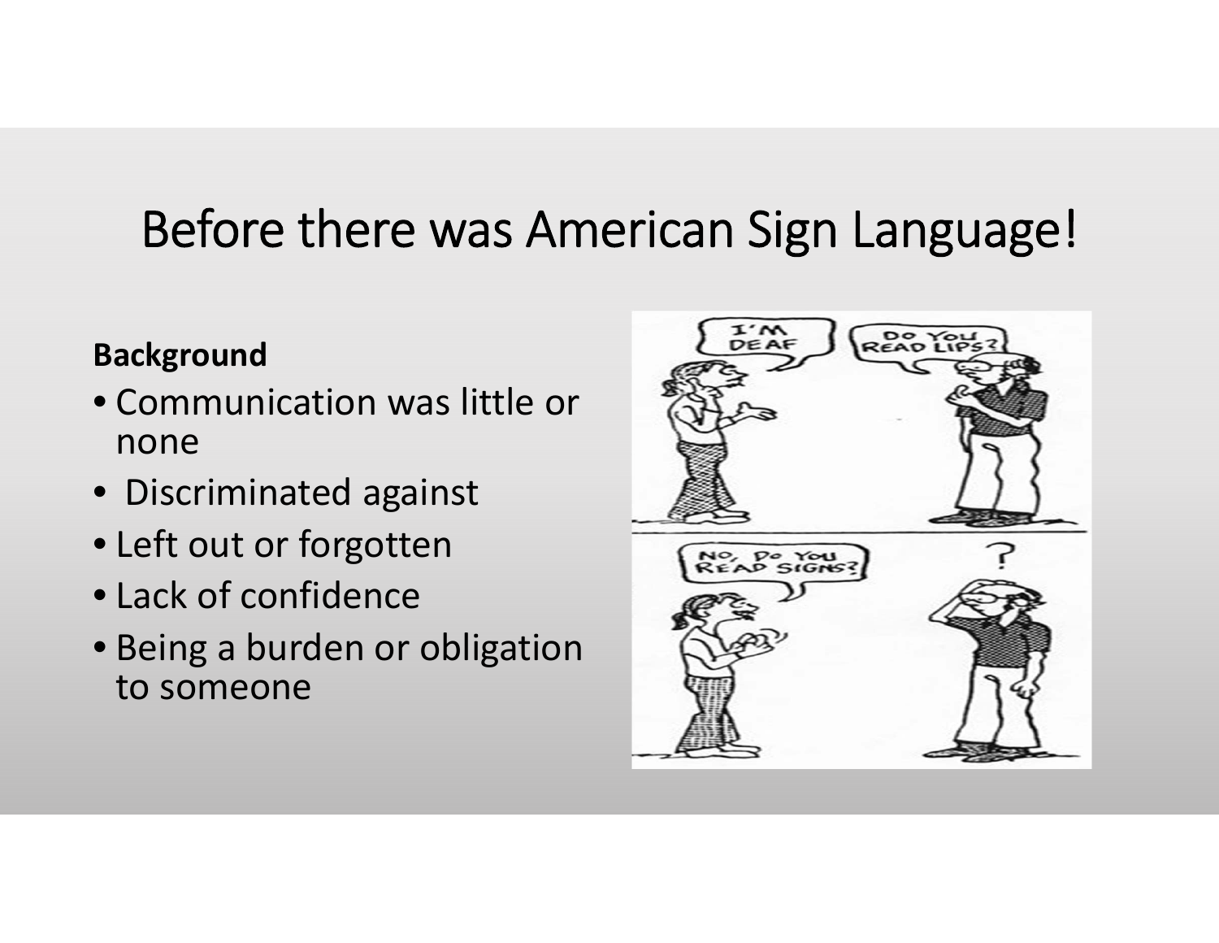# Before there was American Sign Language!

**Background**

- Communication was little or none
- Discriminated against
- Left out or forgotten
- Lack of confidence
- Being a burden or obligation to someone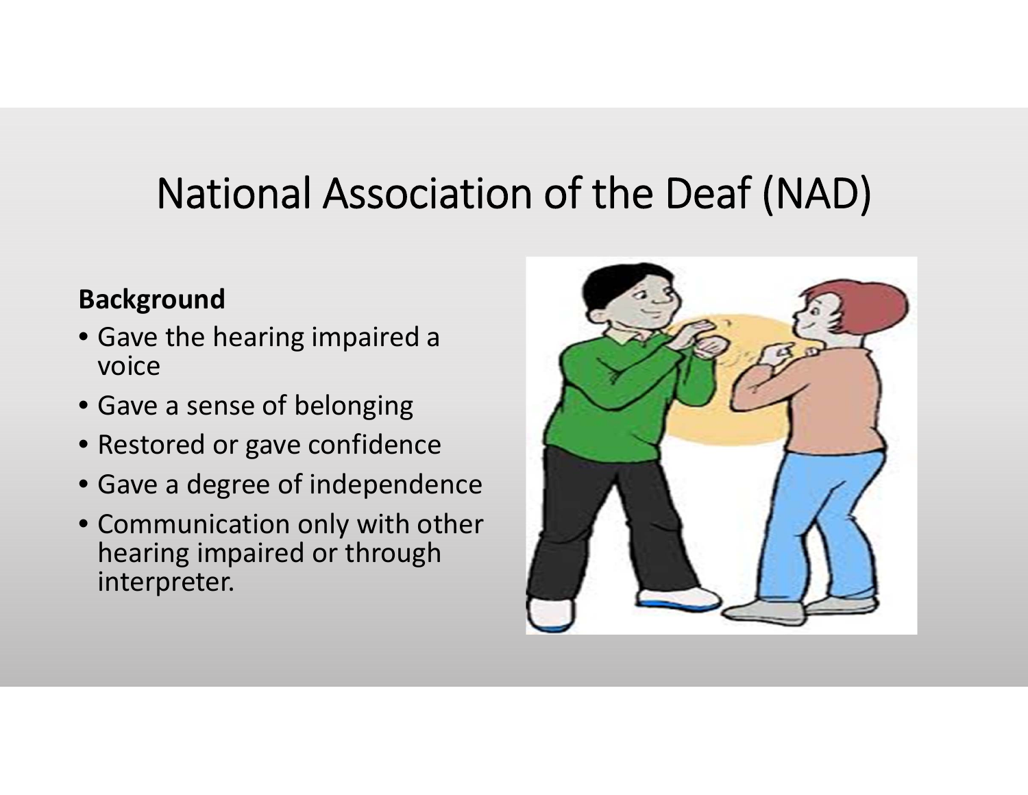# National Association of the Deaf (NAD)

**Background**

- Gave the hearing impaired a voice
- Gave a sense of belonging
- Restored or gave confidence
- Gave a degree of independence
- Communication only with other hearing impaired or through interpreter.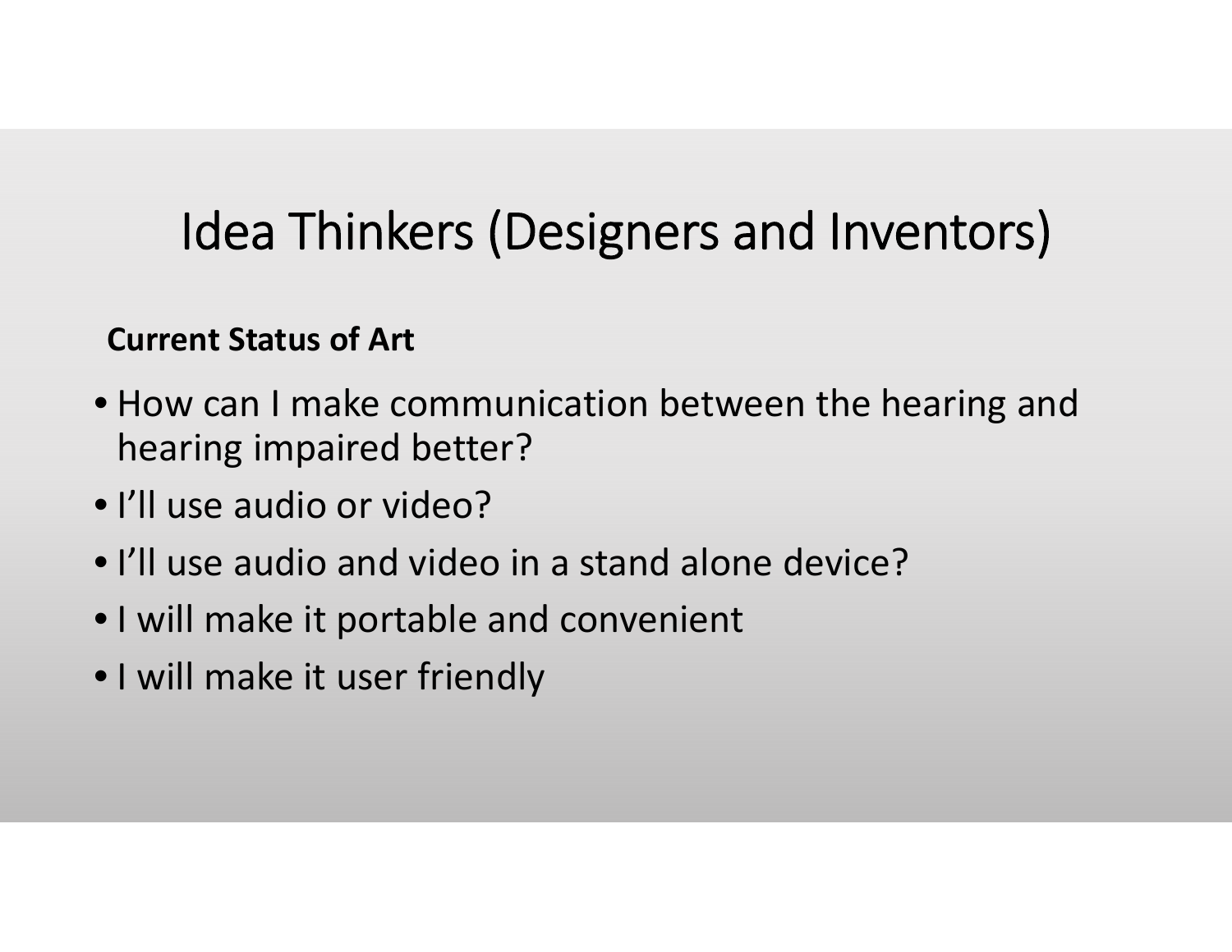# Idea Thinkers (Designers and Inventors)

**Current Status of Art**

- How can I make communication between the hearing and hearing impaired better?
- I'll use audio or video?
- I'll use audio and video in a stand alone device?
- I will make it portable and convenient
- I will make it user friendly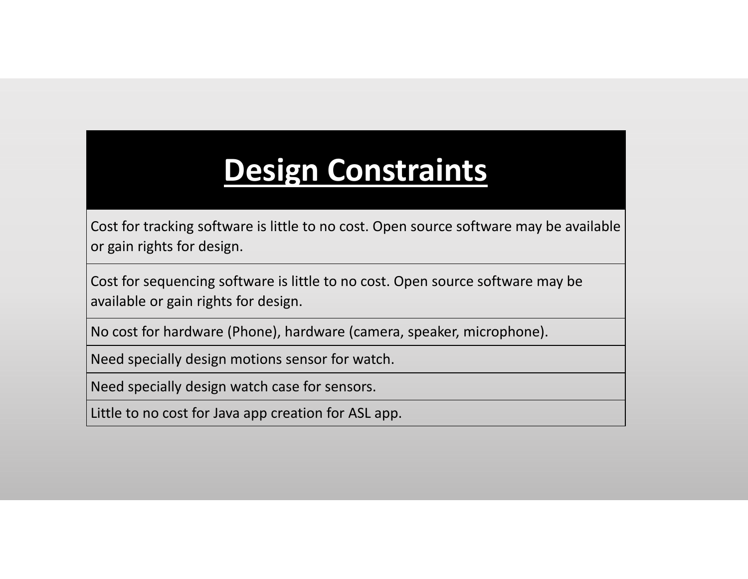# Design Constraints

Cost for tracking software is little to no cost. Open source software may be available or gain rights for design.

Cost for sequencing software is little to no cost. Open source software may be available or gain rights for design.

No cost for hardware (Phone), hardware (camera, speaker, microphone).

Need specially design motions sensor for watch.

Need specially design watch case for sensors.

Little to no cost for Java app creation for ASL app.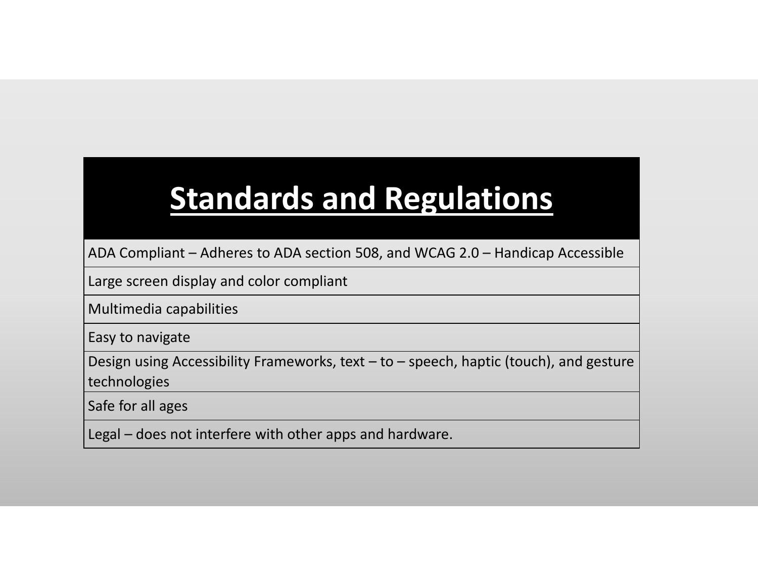# Standards and Regulations

| Standards and Regulations |
| --- |
| ADA Compliant – Adheres to ADA section 508, and WCAG 2.0 – Handicap Accessible |
| Large screen display and color compliant |
| Multimedia capabilities |
| Easy to navigate |
| Design using Accessibility Frameworks, text – to – speech, haptic (touch), and gesture technologies |
| Safe for all ages |
| Legal – does not interfere with other apps and hardware. |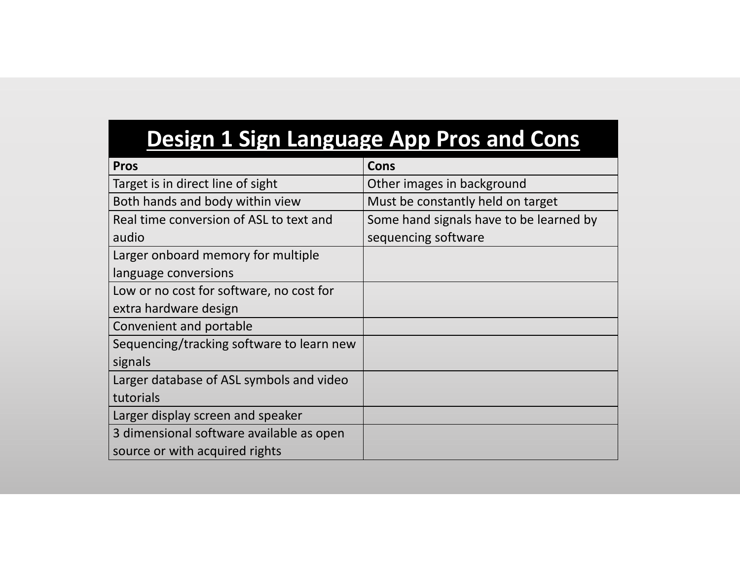# Design 1 Sign Language App Pros and Cons

| Pros | Cons |
|---|---|
| Target is in direct line of sight | Other images in background |
| Both hands and body within view | Must be constantly held on target |
| Real time conversion of ASL to text and audio | Some hand signals have to be learned by sequencing software |
| Larger onboard memory for multiple language conversions | |
| Low or no cost for software, no cost for extra hardware design | |
| Convenient and portable | |
| Sequencing/tracking software to learn new signals | |
| Larger database of ASL symbols and video tutorials | |
| Larger display screen and speaker | |
| 3 dimensional software available as open source or with acquired rights | |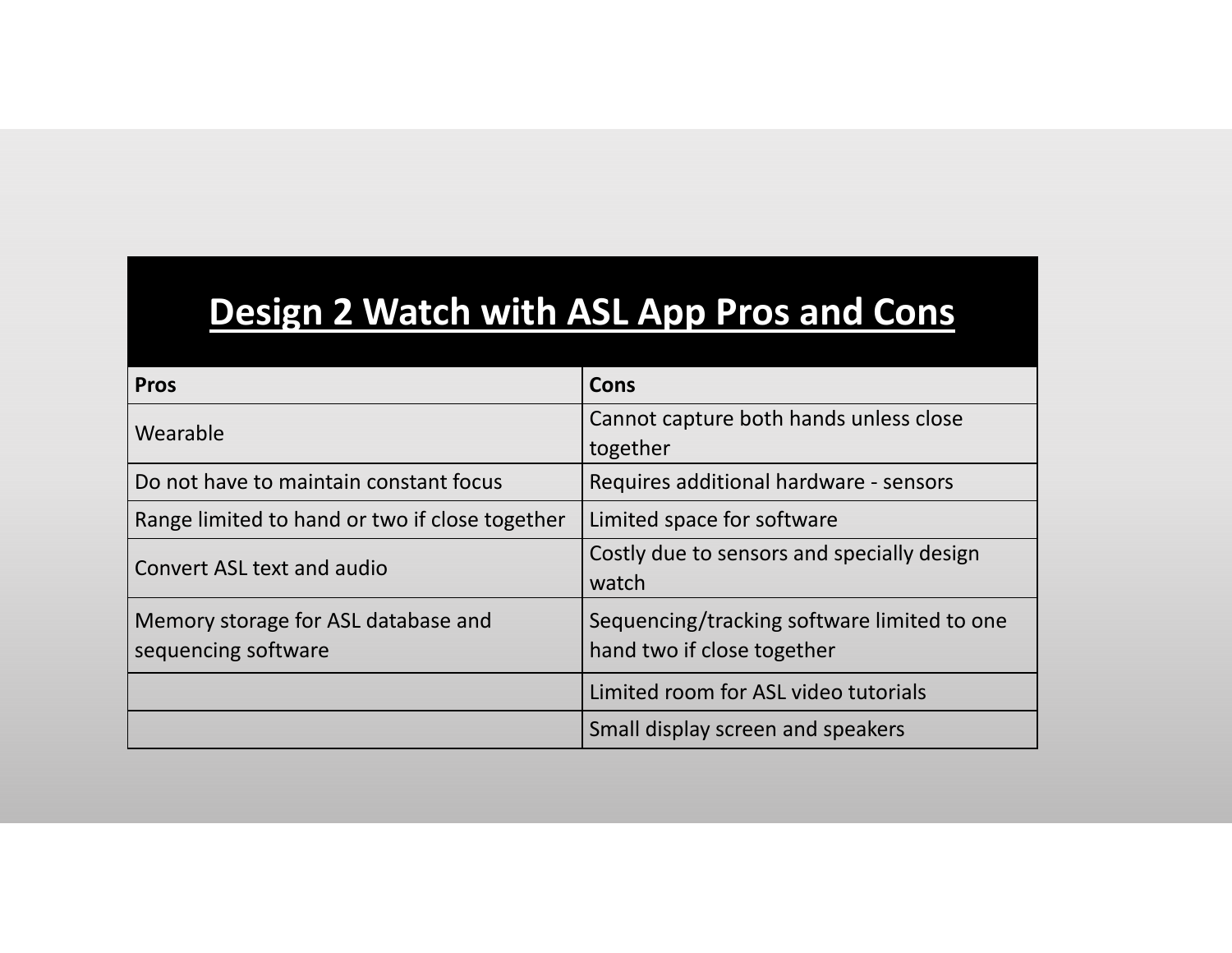# Design 2 Watch with ASL App Pros and Cons

| Pros | Cons |
| --- | --- |
| Wearable | Cannot capture both hands unless close together |
| Do not have to maintain constant focus | Requires additional hardware - sensors |
| Range limited to hand or two if close together | Limited space for software |
| Convert ASL text and audio | Costly due to sensors and specially design watch |
| Memory storage for ASL database and sequencing software | Sequencing/tracking software limited to one hand two if close together |
| | Limited room for ASL video tutorials |
| | Small display screen and speakers |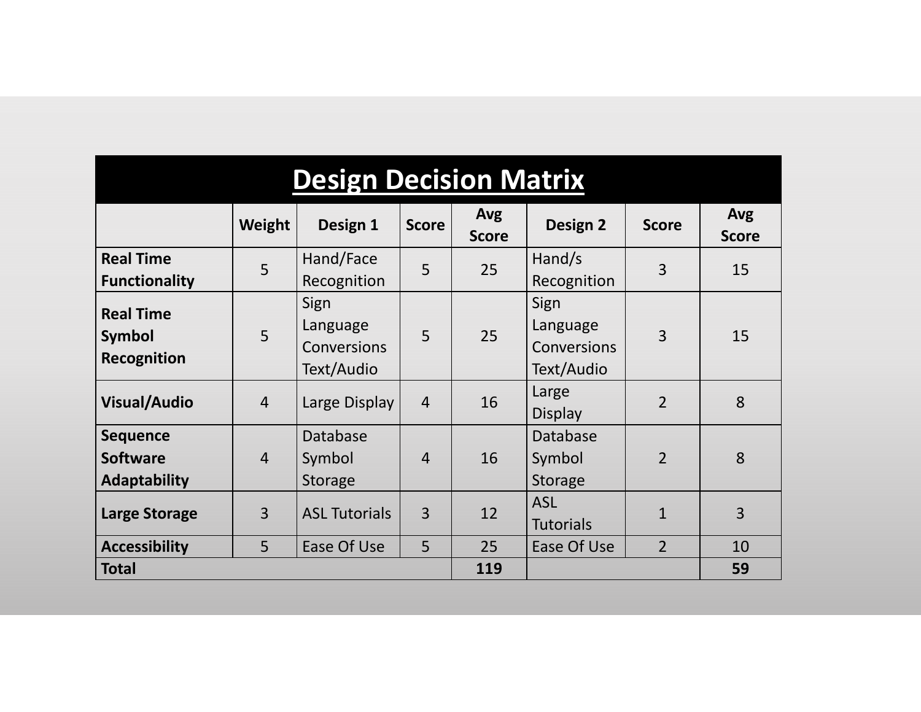# Design Decision Matrix

| | Weight | Design 1 | Score | Avg Score | Design 2 | Score | Avg Score |
|---|---|---|---|---|---|---|---|
| **Real Time Functionality** | 5 | Hand/Face Recognition | 5 | 25 | Hand/s Recognition | 3 | 15 |
| **Real Time Symbol Recognition** | 5 | Sign Language Conversions Text/Audio | 5 | 25 | Sign Language Conversions Text/Audio | 3 | 15 |
| **Visual/Audio** | 4 | Large Display | 4 | 16 | Large Display | 2 | 8 |
| **Sequence Software Adaptability** | 4 | Database Symbol Storage | 4 | 16 | Database Symbol Storage | 2 | 8 |
| **Large Storage** | 3 | ASL Tutorials | 3 | 12 | ASL Tutorials | 1 | 3 |
| **Accessibility** | 5 | Ease Of Use | 5 | 25 | Ease Of Use | 2 | 10 |
| **Total** | | | | **119** | | | **59** |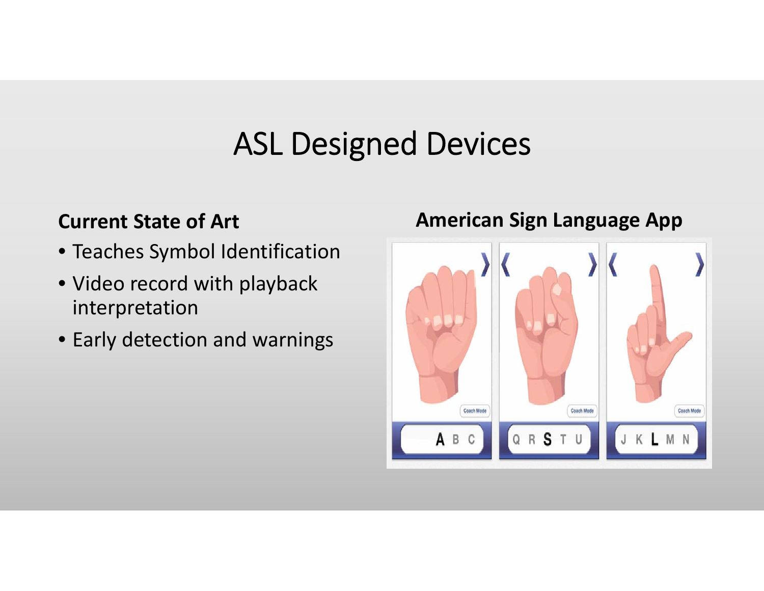# ASL Designed Devices

**Current State of Art**

- Teaches Symbol Identification
- Video record with playback interpretation
- Early detection and warnings

**American Sign Language App**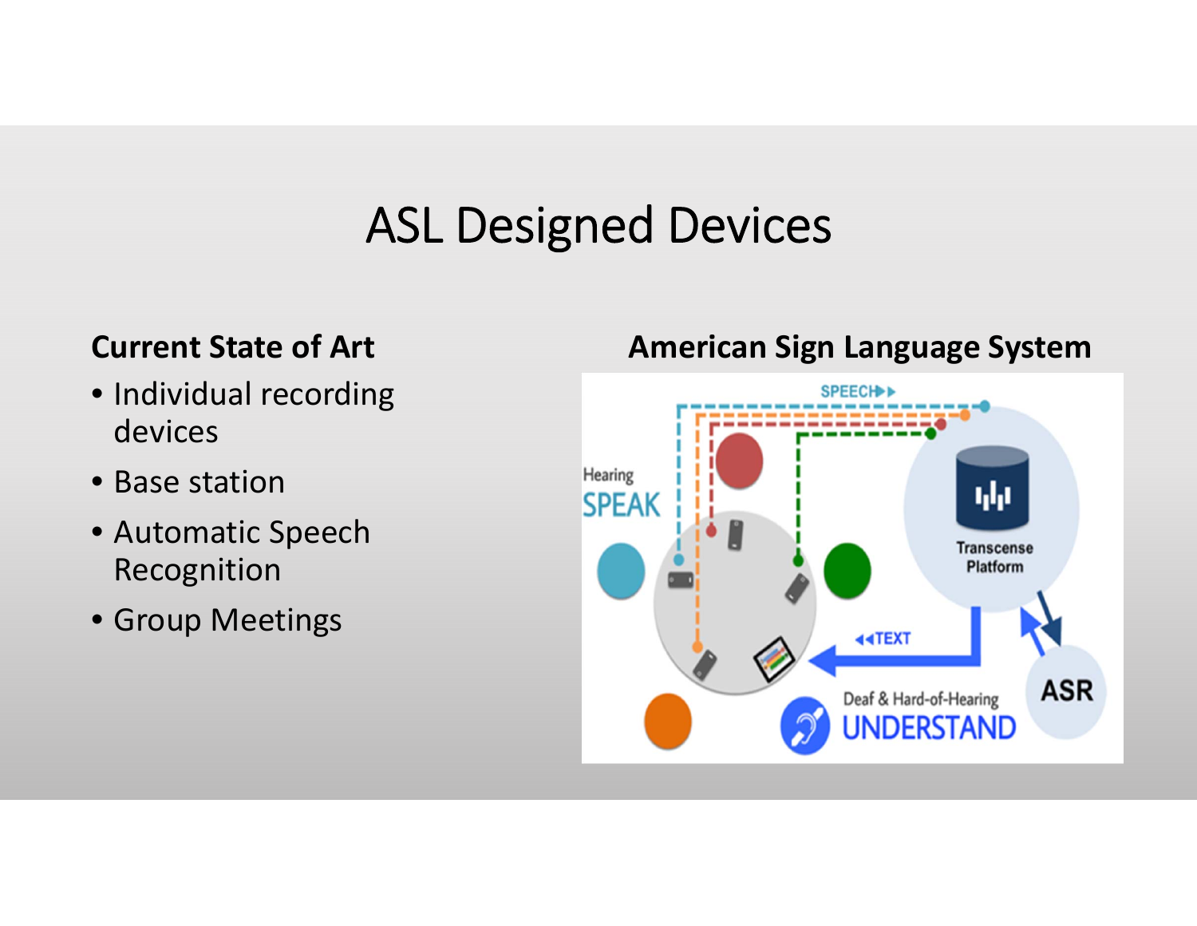# ASL Designed Devices

**Current State of Art**

- Individual recording devices
- Base station
- Automatic Speech Recognition
- Group Meetings

**American Sign Language System**

SPEECH

Hearing
SPEAK

Transcense Platform

TEXT

ASR

Deaf & Hard-of-Hearing
UNDERSTAND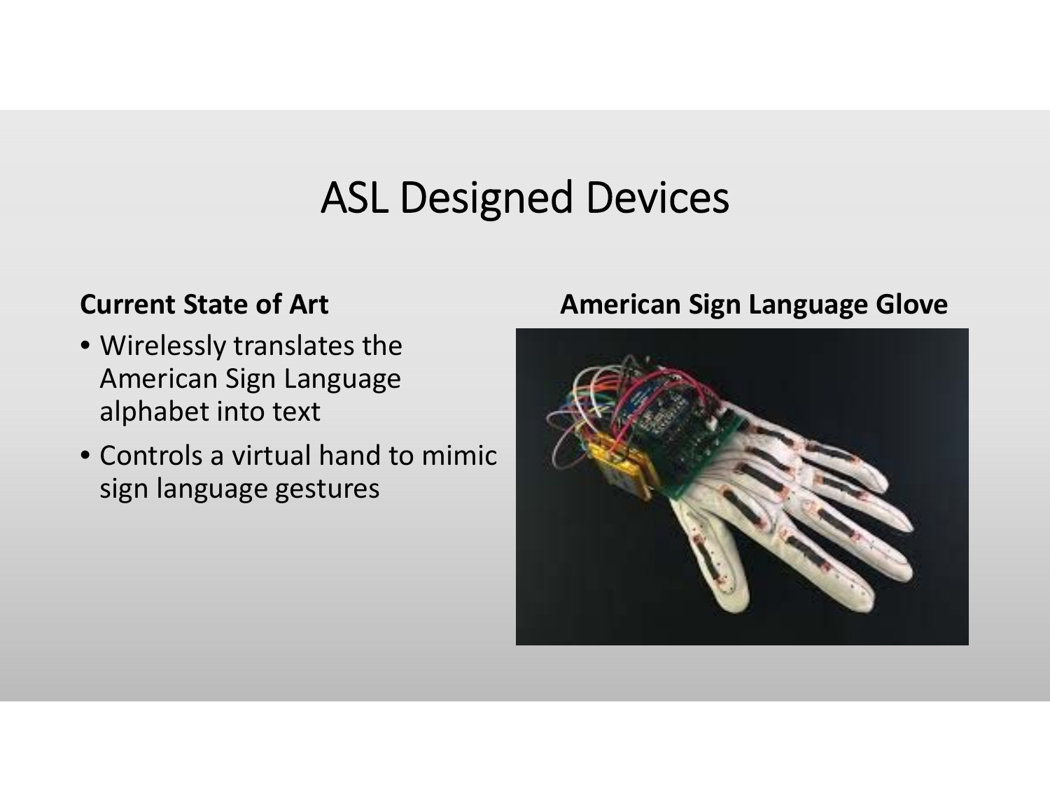# ASL Designed Devices

**Current State of Art**

- Wirelessly translates the American Sign Language alphabet into text
- Controls a virtual hand to mimic sign language gestures

**American Sign Language Glove**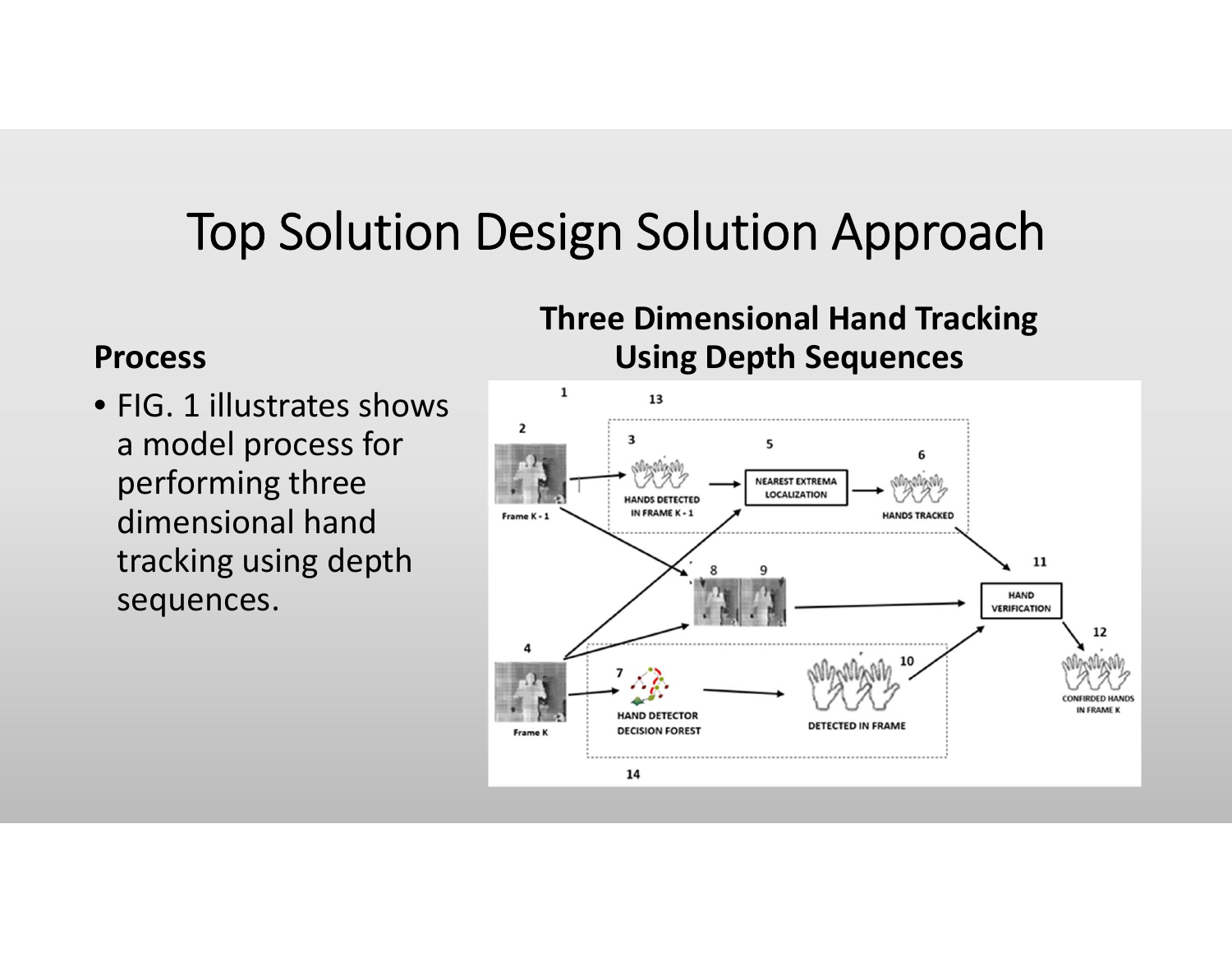# Top Solution Design Solution Approach

## Process

- FIG. 1 illustrates shows a model process for performing three dimensional hand tracking using depth sequences.

**Three Dimensional Hand Tracking Using Depth Sequences**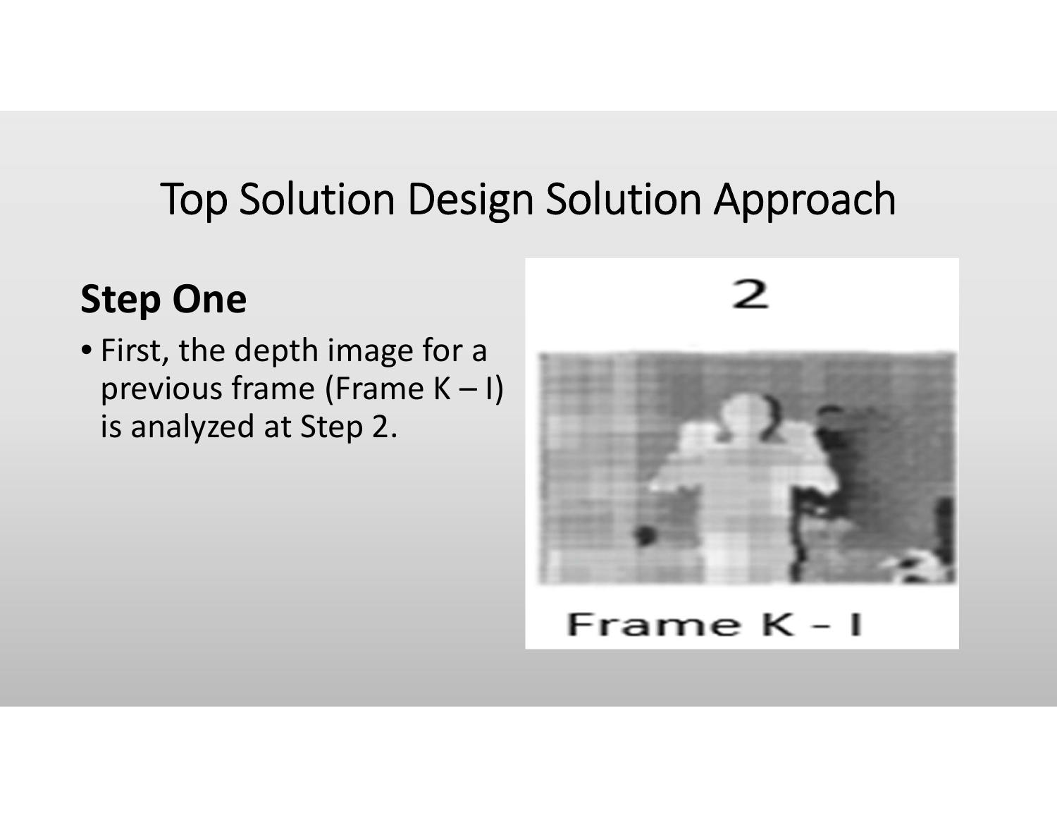# Top Solution Design Solution Approach

## Step One

- First, the depth image for a previous frame (Frame K – I) is analyzed at Step 2.

2

Frame K - I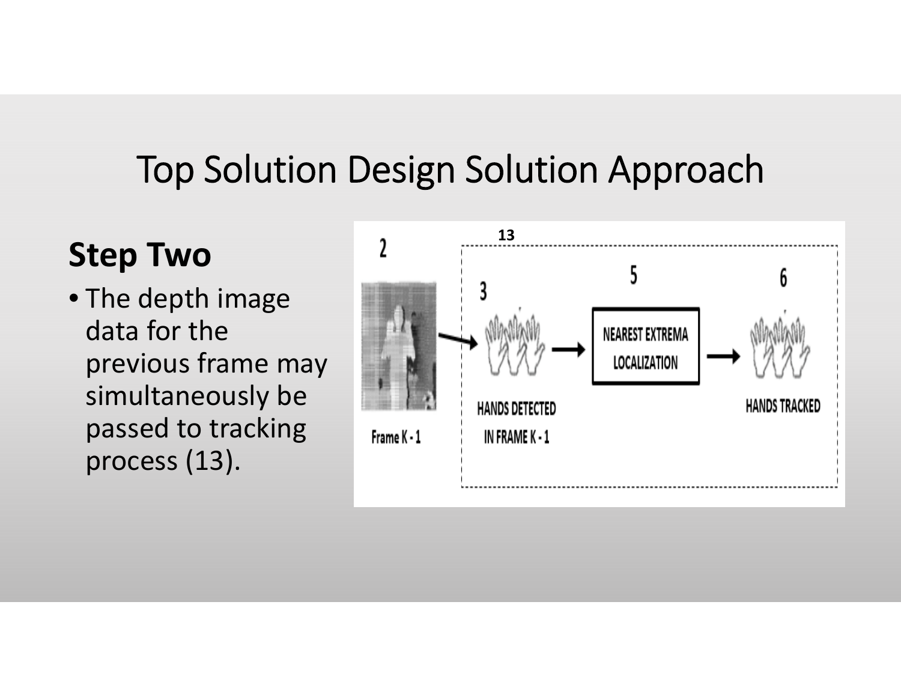# Top Solution Design Solution Approach

## Step Two

- The depth image data for the previous frame may simultaneously be passed to tracking process (13).

13

2

Frame K - 1

3

HANDS DETECTED IN FRAME K - 1

5

NEAREST EXTREMA LOCALIZATION

6

HANDS TRACKED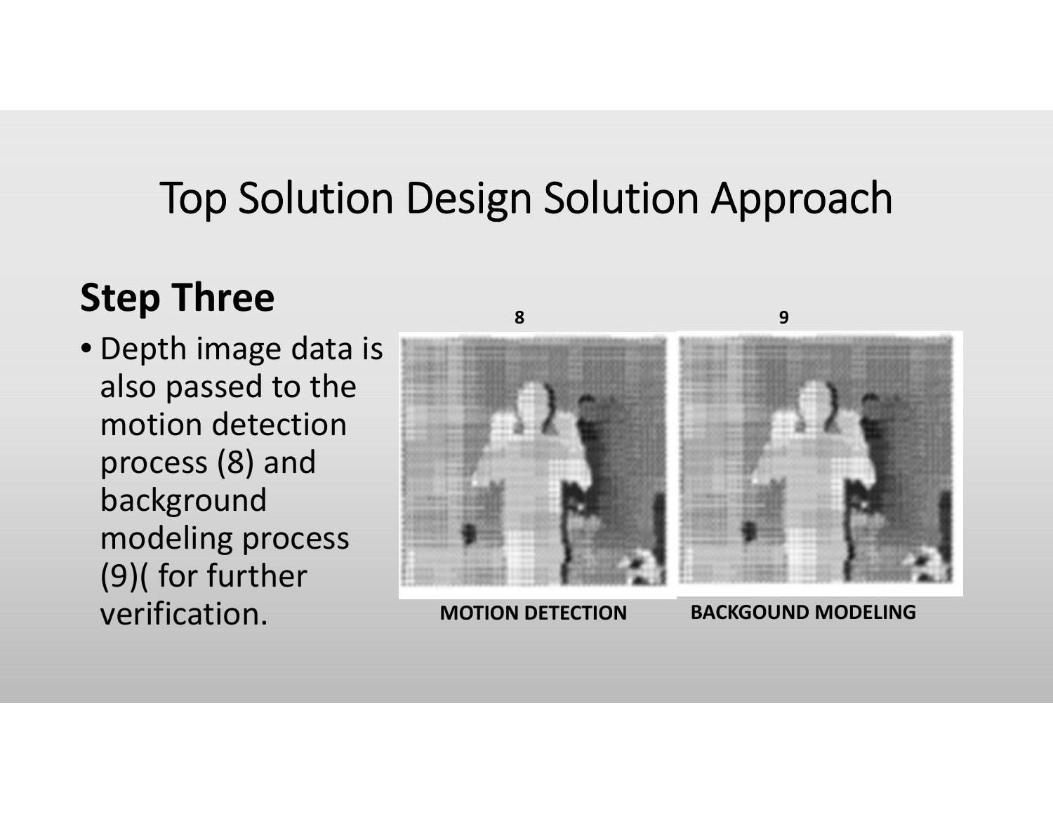# Top Solution Design Solution Approach

## Step Three

- Depth image data is also passed to the motion detection process (8) and background modeling process (9)( for further verification.

8

MOTION DETECTION

9

BACKGOUND MODELING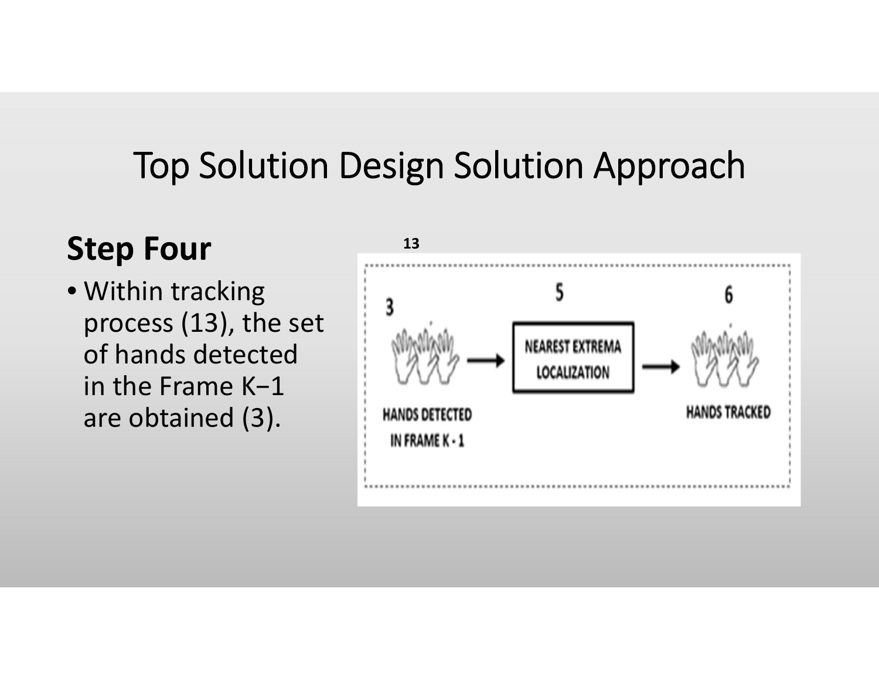# Top Solution Design Solution Approach

## Step Four

- Within tracking process (13), the set of hands detected in the Frame K−1 are obtained (3).

13

3 HANDS DETECTED IN FRAME K - 1 → 5 NEAREST EXTREMA LOCALIZATION → 6 HANDS TRACKED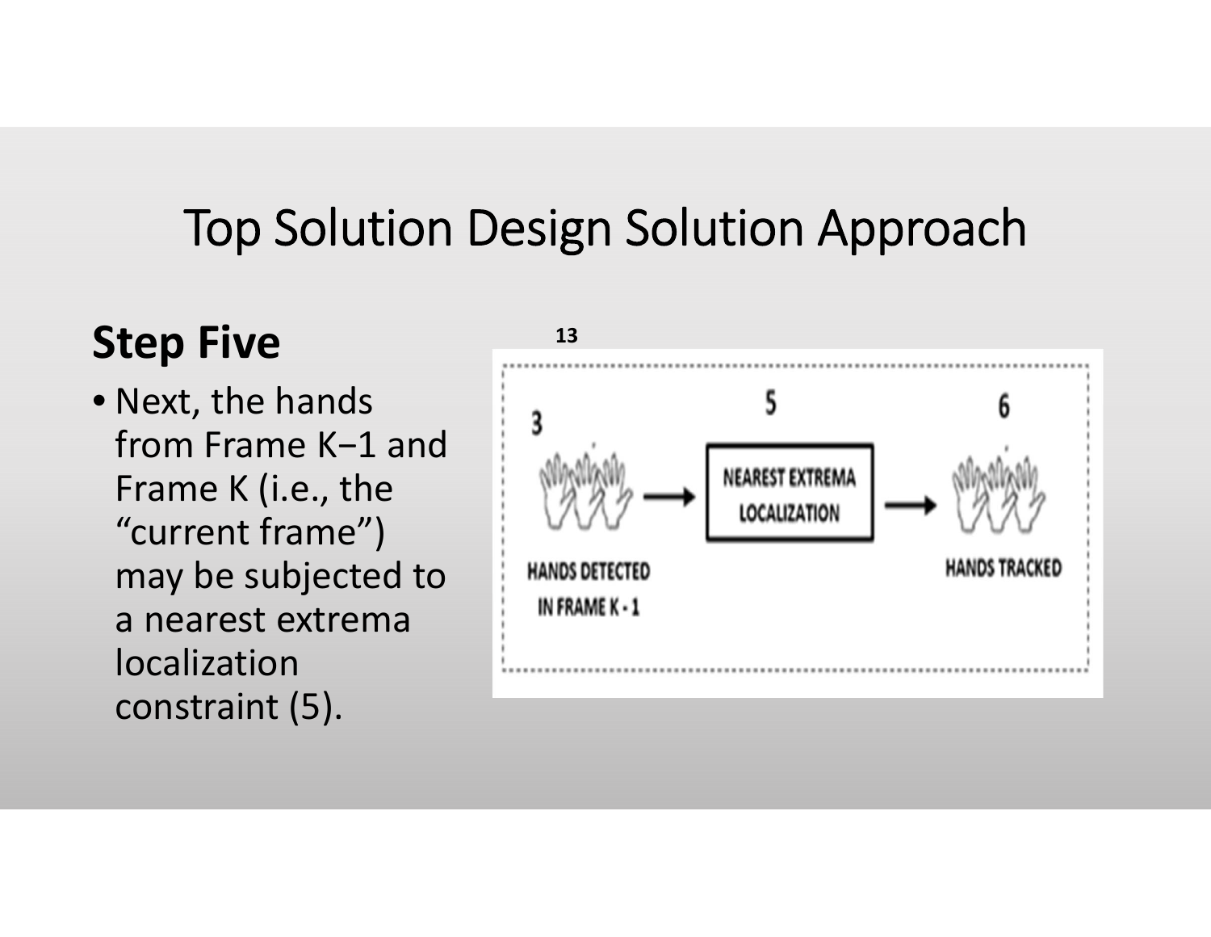# Top Solution Design Solution Approach

## Step Five

- Next, the hands from Frame K−1 and Frame K (i.e., the "current frame") may be subjected to a nearest extrema localization constraint (5).

13

3 HANDS DETECTED IN FRAME K - 1 → 5 NEAREST EXTREMA LOCALIZATION → 6 HANDS TRACKED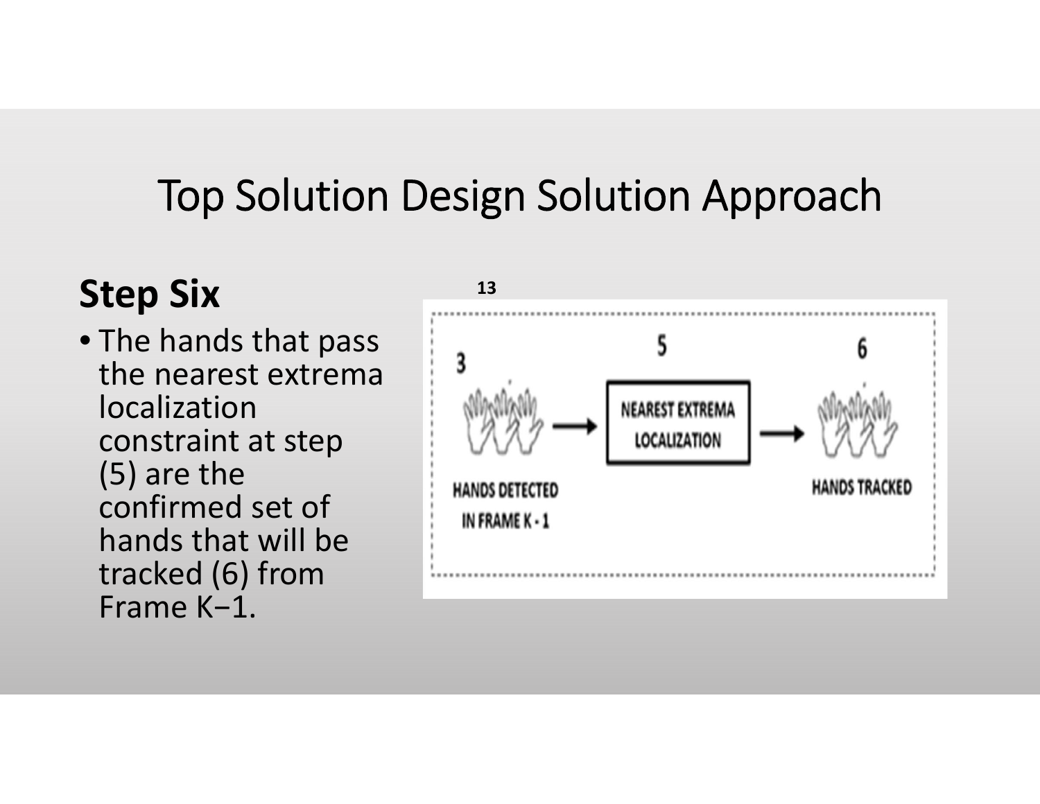# Top Solution Design Solution Approach

## Step Six

- The hands that pass the nearest extrema localization constraint at step (5) are the confirmed set of hands that will be tracked (6) from Frame K−1.

13

3 HANDS DETECTED IN FRAME K - 1 → 5 NEAREST EXTREMA LOCALIZATION → 6 HANDS TRACKED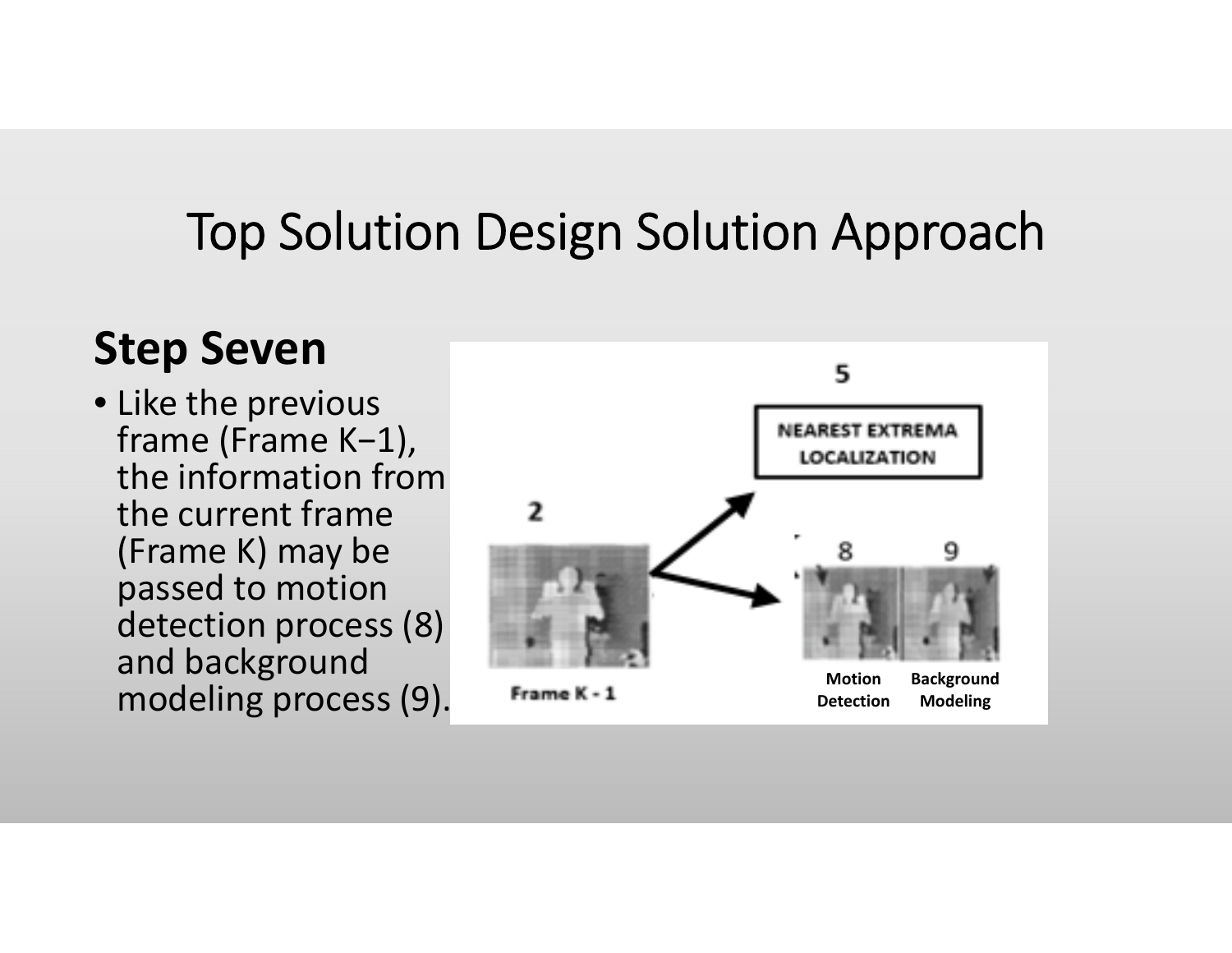# Top Solution Design Solution Approach

## Step Seven

- Like the previous frame (Frame K−1), the information from the current frame (Frame K) may be passed to motion detection process (8) and background modeling process (9).

5

NEAREST EXTREMA LOCALIZATION

2

8

9

Frame K - 1

Motion Detection

Background Modeling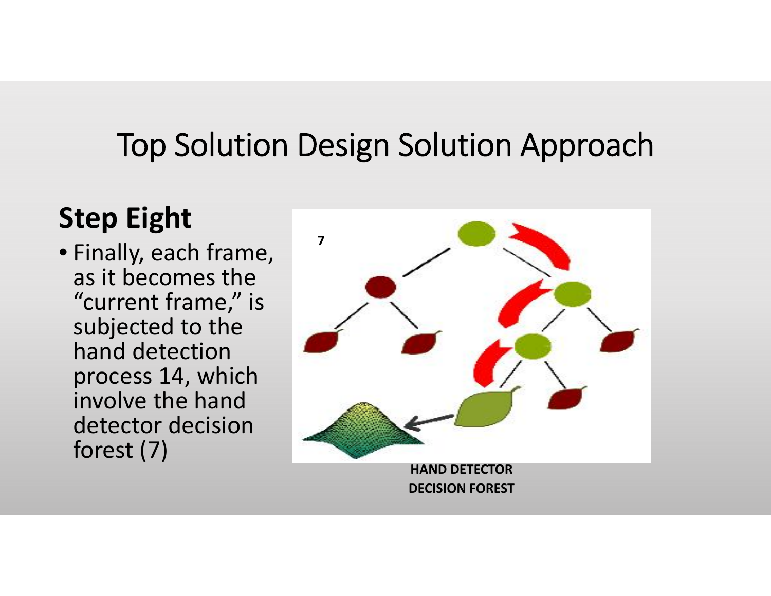# Top Solution Design Solution Approach

## Step Eight

- Finally, each frame, as it becomes the "current frame," is subjected to the hand detection process 14, which involve the hand detector decision forest (7)

7

HAND DETECTOR DECISION FOREST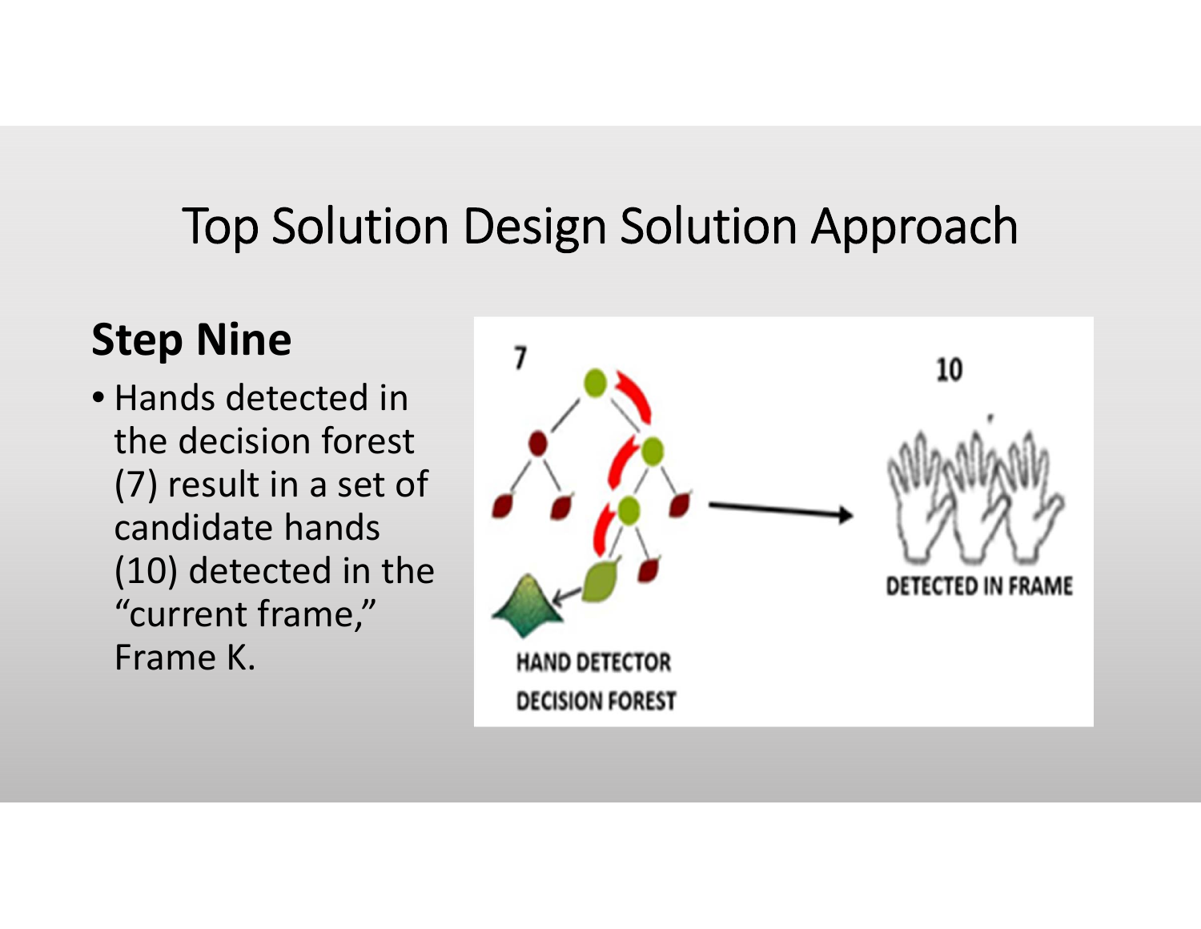# Top Solution Design Solution Approach

## Step Nine

- Hands detected in the decision forest (7) result in a set of candidate hands (10) detected in the "current frame," Frame K.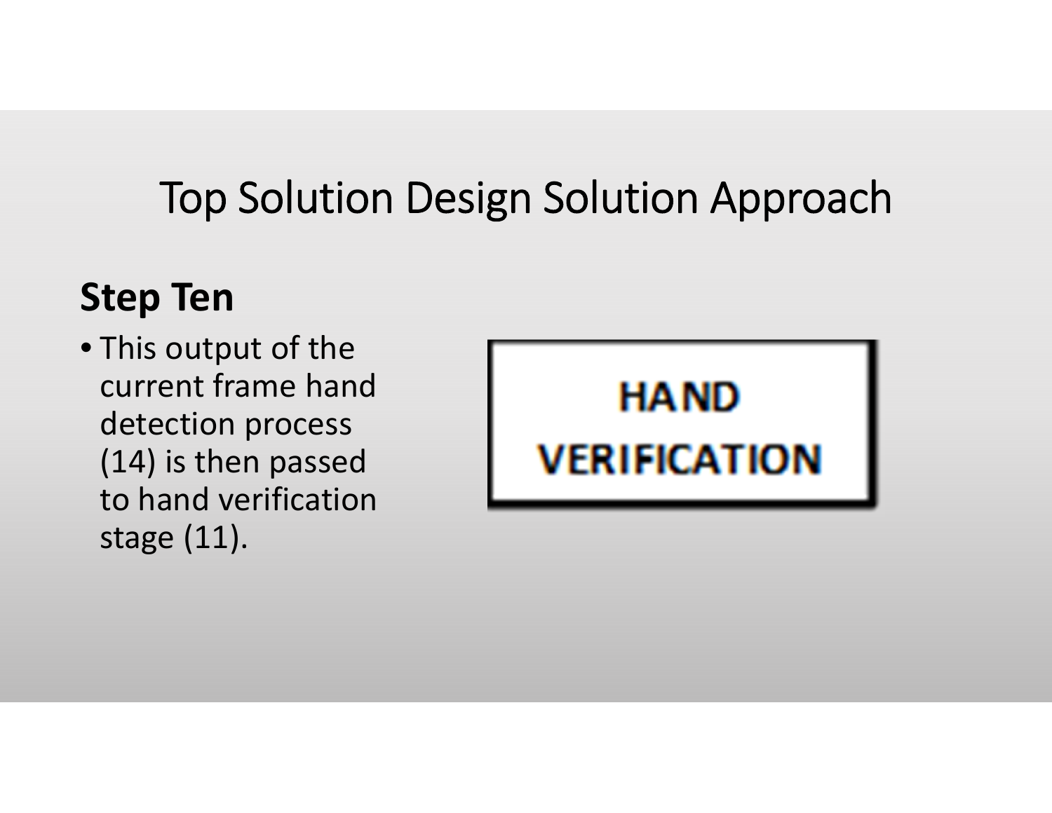# Top Solution Design Solution Approach

## Step Ten

- This output of the current frame hand detection process (14) is then passed to hand verification stage (11).

HAND VERIFICATION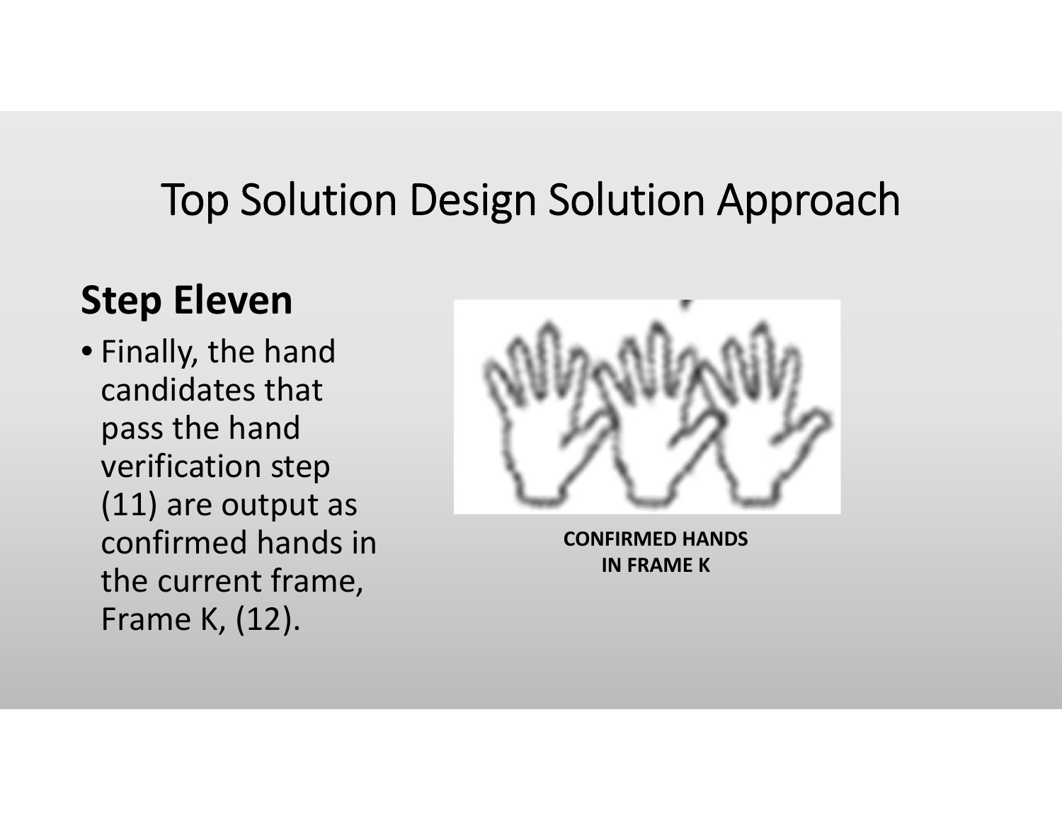# Top Solution Design Solution Approach

## Step Eleven

- Finally, the hand candidates that pass the hand verification step (11) are output as confirmed hands in the current frame, Frame K, (12).

**CONFIRMED HANDS IN FRAME K**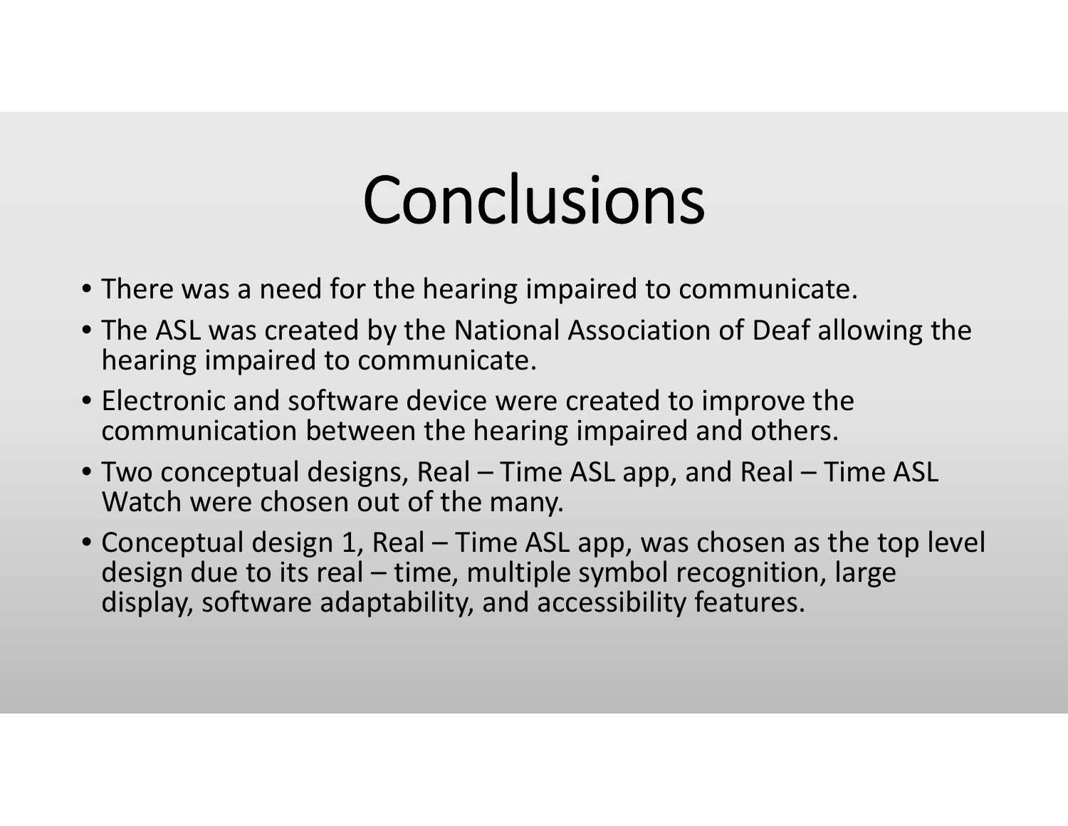# Conclusions

- There was a need for the hearing impaired to communicate.
- The ASL was created by the National Association of Deaf allowing the hearing impaired to communicate.
- Electronic and software device were created to improve the communication between the hearing impaired and others.
- Two conceptual designs, Real – Time ASL app, and Real – Time ASL Watch were chosen out of the many.
- Conceptual design 1, Real – Time ASL app, was chosen as the top level design due to its real – time, multiple symbol recognition, large display, software adaptability, and accessibility features.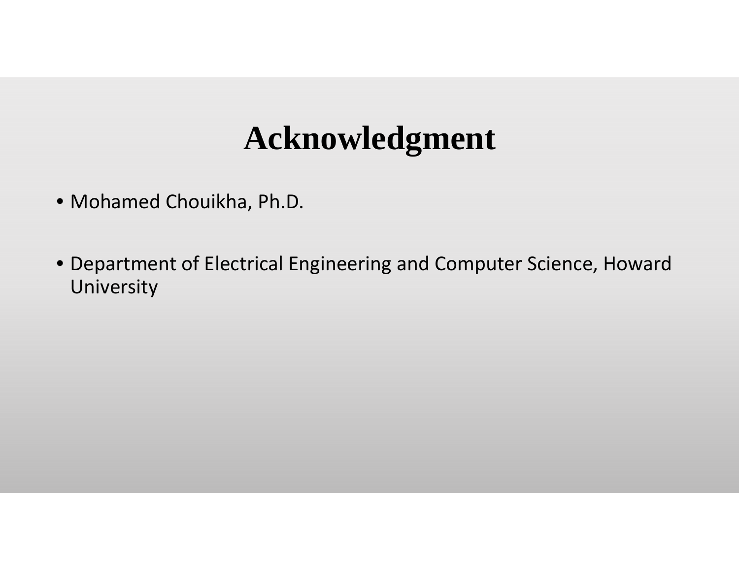# Acknowledgment

- Mohamed Chouikha, Ph.D.
- Department of Electrical Engineering and Computer Science, Howard University